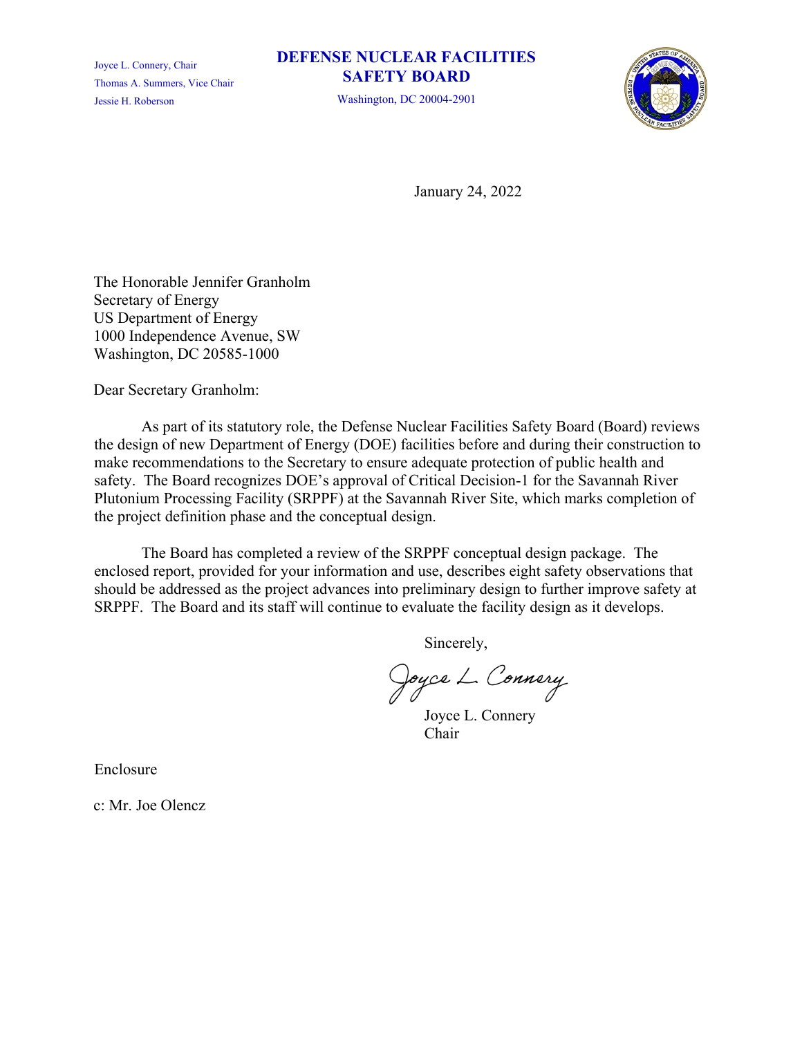Joyce L. Connery, Chair
Thomas A. Summers, Vice Chair
Jessie H. Roberson

**DEFENSE NUCLEAR FACILITIES SAFETY BOARD**

Washington, DC 20004-2901

January 24, 2022

The Honorable Jennifer Granholm
Secretary of Energy
US Department of Energy
1000 Independence Avenue, SW
Washington, DC 20585-1000

Dear Secretary Granholm:

As part of its statutory role, the Defense Nuclear Facilities Safety Board (Board) reviews the design of new Department of Energy (DOE) facilities before and during their construction to make recommendations to the Secretary to ensure adequate protection of public health and safety. The Board recognizes DOE's approval of Critical Decision-1 for the Savannah River Plutonium Processing Facility (SRPPF) at the Savannah River Site, which marks completion of the project definition phase and the conceptual design.

The Board has completed a review of the SRPPF conceptual design package. The enclosed report, provided for your information and use, describes eight safety observations that should be addressed as the project advances into preliminary design to further improve safety at SRPPF. The Board and its staff will continue to evaluate the facility design as it develops.

Sincerely,

Joyce L. Connery
Chair

Enclosure

c: Mr. Joe Olencz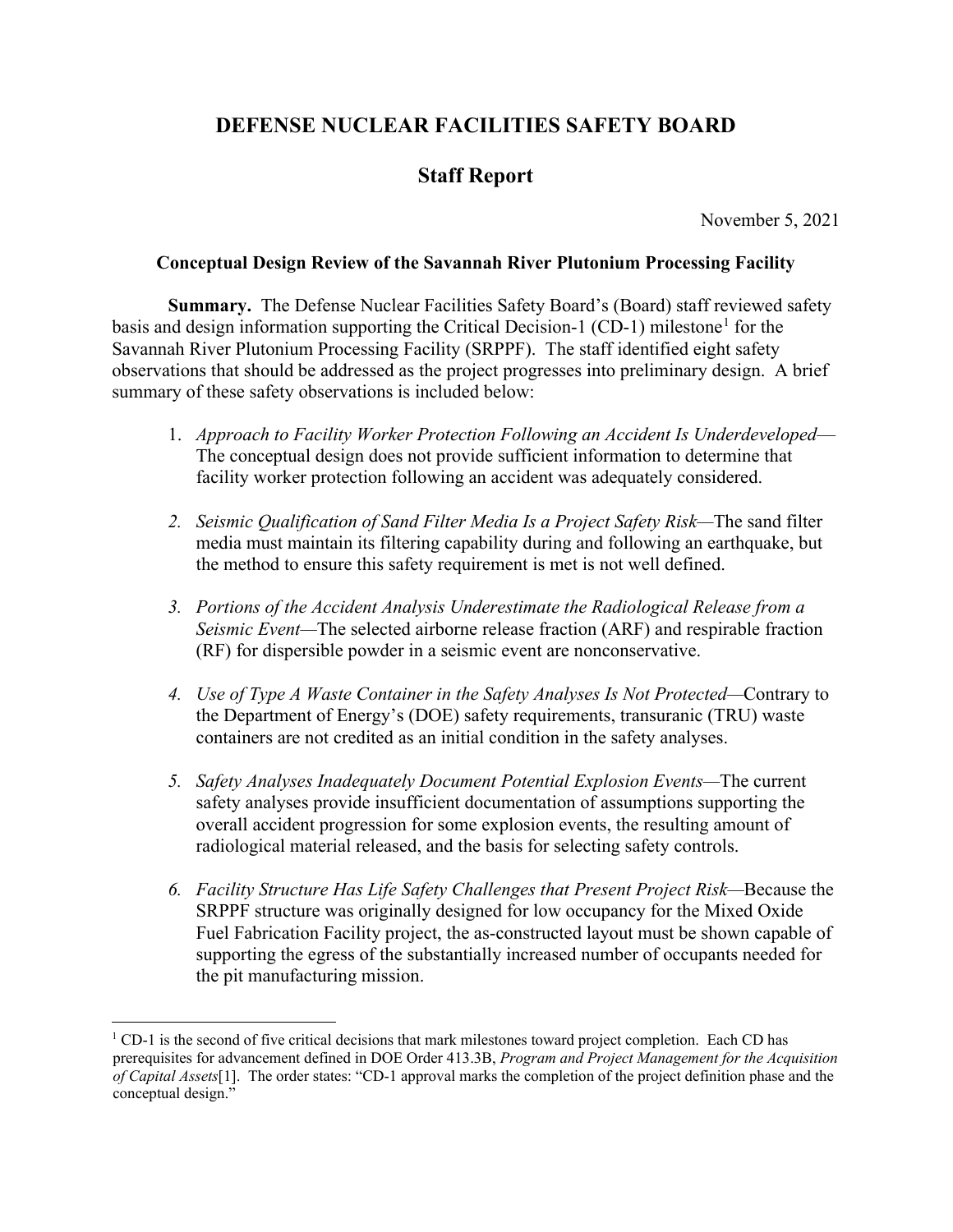# DEFENSE NUCLEAR FACILITIES SAFETY BOARD

## Staff Report

November 5, 2021

### Conceptual Design Review of the Savannah River Plutonium Processing Facility

**Summary.** The Defense Nuclear Facilities Safety Board's (Board) staff reviewed safety basis and design information supporting the Critical Decision-1 (CD-1) milestone[1] for the Savannah River Plutonium Processing Facility (SRPPF). The staff identified eight safety observations that should be addressed as the project progresses into preliminary design. A brief summary of these safety observations is included below:

1. *Approach to Facility Worker Protection Following an Accident Is Underdeveloped*—The conceptual design does not provide sufficient information to determine that facility worker protection following an accident was adequately considered.

2. *Seismic Qualification of Sand Filter Media Is a Project Safety Risk*—The sand filter media must maintain its filtering capability during and following an earthquake, but the method to ensure this safety requirement is met is not well defined.

3. *Portions of the Accident Analysis Underestimate the Radiological Release from a Seismic Event*—The selected airborne release fraction (ARF) and respirable fraction (RF) for dispersible powder in a seismic event are nonconservative.

4. *Use of Type A Waste Container in the Safety Analyses Is Not Protected*—Contrary to the Department of Energy's (DOE) safety requirements, transuranic (TRU) waste containers are not credited as an initial condition in the safety analyses.

5. *Safety Analyses Inadequately Document Potential Explosion Events*—The current safety analyses provide insufficient documentation of assumptions supporting the overall accident progression for some explosion events, the resulting amount of radiological material released, and the basis for selecting safety controls.

6. *Facility Structure Has Life Safety Challenges that Present Project Risk*—Because the SRPPF structure was originally designed for low occupancy for the Mixed Oxide Fuel Fabrication Facility project, the as-constructed layout must be shown capable of supporting the egress of the substantially increased number of occupants needed for the pit manufacturing mission.

---

[1] CD-1 is the second of five critical decisions that mark milestones toward project completion. Each CD has prerequisites for advancement defined in DOE Order 413.3B, *Program and Project Management for the Acquisition of Capital Assets*[1]. The order states: "CD-1 approval marks the completion of the project definition phase and the conceptual design."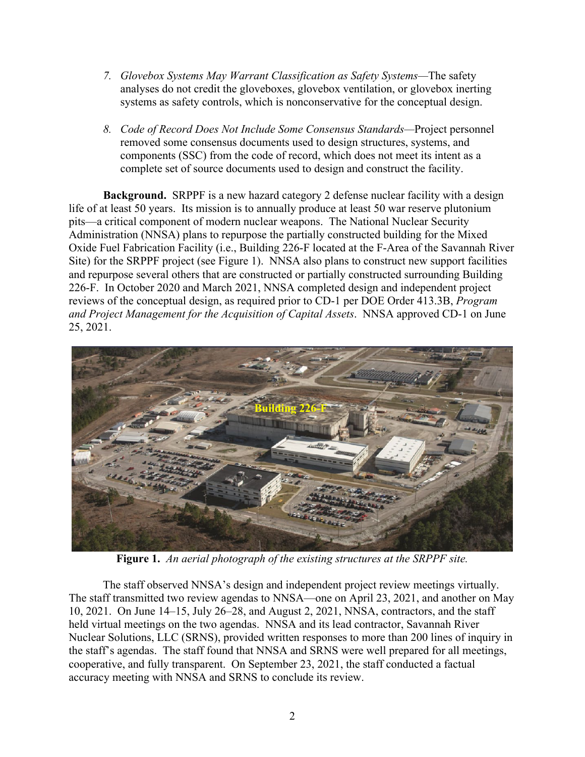7. *Glovebox Systems May Warrant Classification as Safety Systems*—The safety analyses do not credit the gloveboxes, glovebox ventilation, or glovebox inerting systems as safety controls, which is nonconservative for the conceptual design.

8. *Code of Record Does Not Include Some Consensus Standards*—Project personnel removed some consensus documents used to design structures, systems, and components (SSC) from the code of record, which does not meet its intent as a complete set of source documents used to design and construct the facility.

**Background.** SRPPF is a new hazard category 2 defense nuclear facility with a design life of at least 50 years. Its mission is to annually produce at least 50 war reserve plutonium pits—a critical component of modern nuclear weapons. The National Nuclear Security Administration (NNSA) plans to repurpose the partially constructed building for the Mixed Oxide Fuel Fabrication Facility (i.e., Building 226-F located at the F-Area of the Savannah River Site) for the SRPPF project (see Figure 1). NNSA also plans to construct new support facilities and repurpose several others that are constructed or partially constructed surrounding Building 226-F. In October 2020 and March 2021, NNSA completed design and independent project reviews of the conceptual design, as required prior to CD-1 per DOE Order 413.3B, *Program and Project Management for the Acquisition of Capital Assets*. NNSA approved CD-1 on June 25, 2021.

**Figure 1.** *An aerial photograph of the existing structures at the SRPPF site.*

The staff observed NNSA's design and independent project review meetings virtually. The staff transmitted two review agendas to NNSA—one on April 23, 2021, and another on May 10, 2021. On June 14–15, July 26–28, and August 2, 2021, NNSA, contractors, and the staff held virtual meetings on the two agendas. NNSA and its lead contractor, Savannah River Nuclear Solutions, LLC (SRNS), provided written responses to more than 200 lines of inquiry in the staff's agendas. The staff found that NNSA and SRNS were well prepared for all meetings, cooperative, and fully transparent. On September 23, 2021, the staff conducted a factual accuracy meeting with NNSA and SRNS to conclude its review.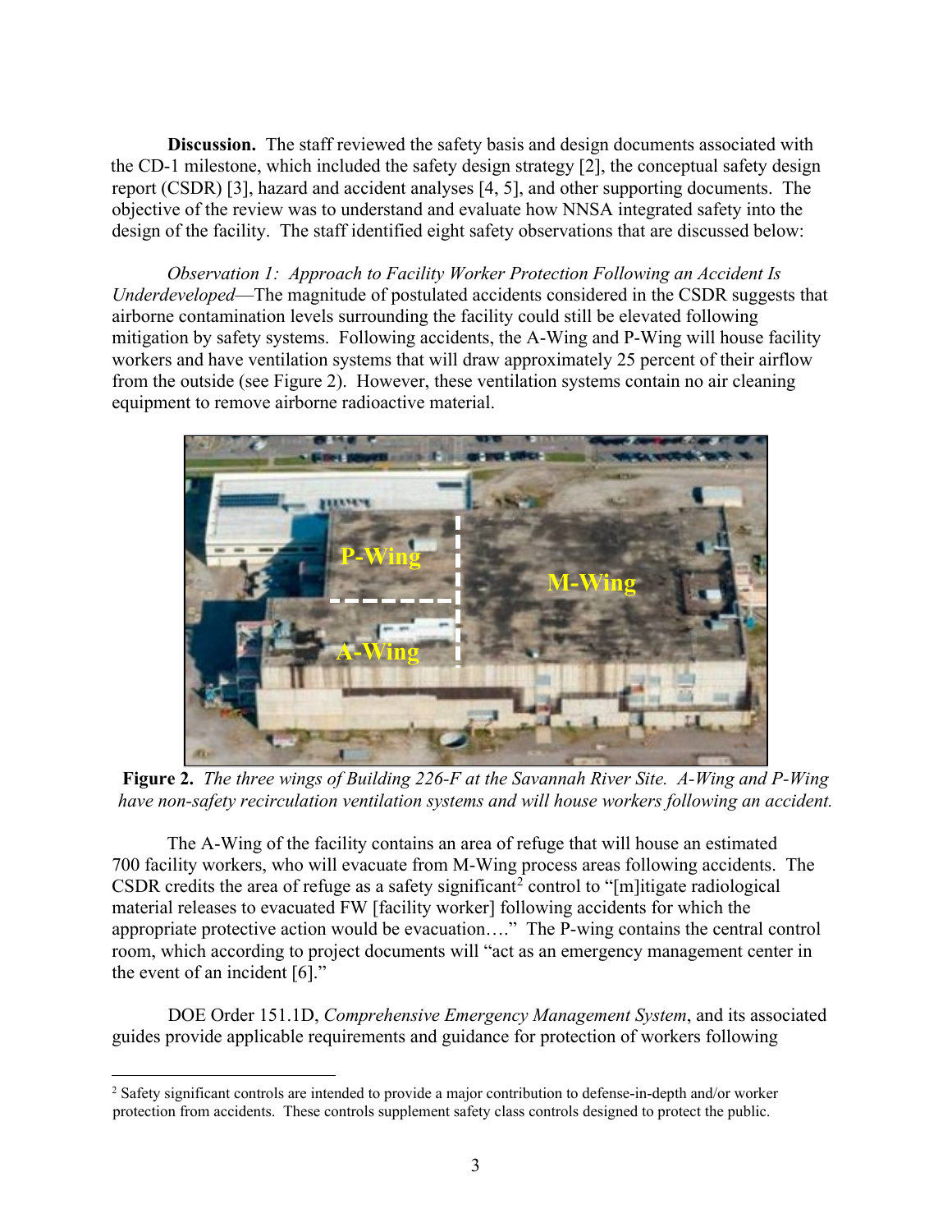**Discussion.** The staff reviewed the safety basis and design documents associated with the CD-1 milestone, which included the safety design strategy [2], the conceptual safety design report (CSDR) [3], hazard and accident analyses [4, 5], and other supporting documents. The objective of the review was to understand and evaluate how NNSA integrated safety into the design of the facility. The staff identified eight safety observations that are discussed below:

*Observation 1: Approach to Facility Worker Protection Following an Accident Is Underdeveloped*—The magnitude of postulated accidents considered in the CSDR suggests that airborne contamination levels surrounding the facility could still be elevated following mitigation by safety systems. Following accidents, the A-Wing and P-Wing will house facility workers and have ventilation systems that will draw approximately 25 percent of their airflow from the outside (see Figure 2). However, these ventilation systems contain no air cleaning equipment to remove airborne radioactive material.

**Figure 2.** *The three wings of Building 226-F at the Savannah River Site. A-Wing and P-Wing have non-safety recirculation ventilation systems and will house workers following an accident.*

The A-Wing of the facility contains an area of refuge that will house an estimated 700 facility workers, who will evacuate from M-Wing process areas following accidents. The CSDR credits the area of refuge as a safety significant[2] control to "[m]itigate radiological material releases to evacuated FW [facility worker] following accidents for which the appropriate protective action would be evacuation…." The P-wing contains the central control room, which according to project documents will "act as an emergency management center in the event of an incident [6]."

DOE Order 151.1D, *Comprehensive Emergency Management System*, and its associated guides provide applicable requirements and guidance for protection of workers following

[2] Safety significant controls are intended to provide a major contribution to defense-in-depth and/or worker protection from accidents. These controls supplement safety class controls designed to protect the public.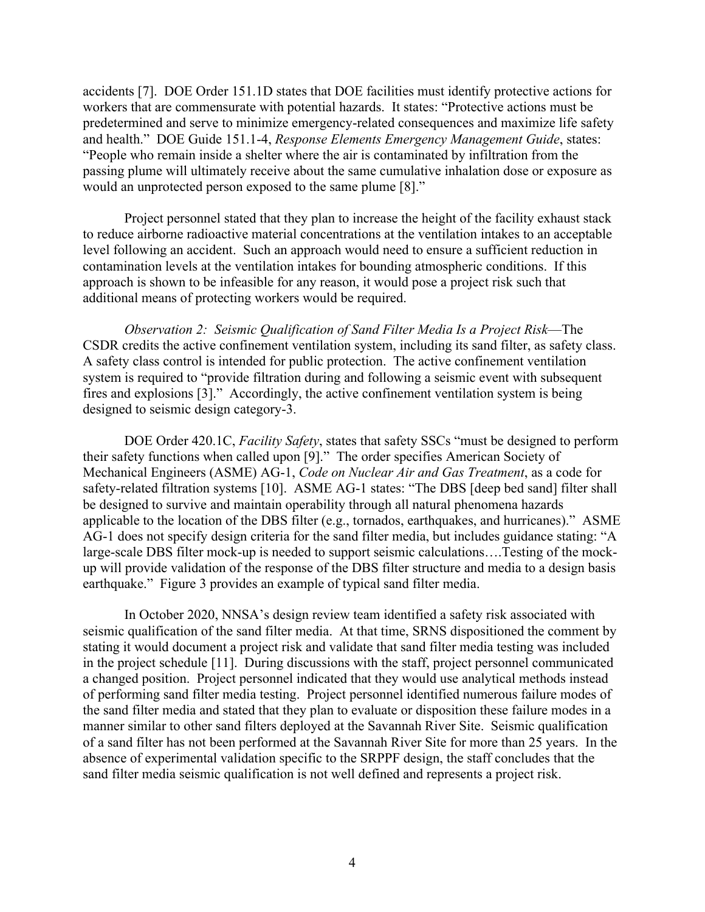accidents [7]. DOE Order 151.1D states that DOE facilities must identify protective actions for workers that are commensurate with potential hazards. It states: "Protective actions must be predetermined and serve to minimize emergency-related consequences and maximize life safety and health." DOE Guide 151.1-4, *Response Elements Emergency Management Guide*, states: "People who remain inside a shelter where the air is contaminated by infiltration from the passing plume will ultimately receive about the same cumulative inhalation dose or exposure as would an unprotected person exposed to the same plume [8]."

Project personnel stated that they plan to increase the height of the facility exhaust stack to reduce airborne radioactive material concentrations at the ventilation intakes to an acceptable level following an accident. Such an approach would need to ensure a sufficient reduction in contamination levels at the ventilation intakes for bounding atmospheric conditions. If this approach is shown to be infeasible for any reason, it would pose a project risk such that additional means of protecting workers would be required.

*Observation 2: Seismic Qualification of Sand Filter Media Is a Project Risk*—The CSDR credits the active confinement ventilation system, including its sand filter, as safety class. A safety class control is intended for public protection. The active confinement ventilation system is required to "provide filtration during and following a seismic event with subsequent fires and explosions [3]." Accordingly, the active confinement ventilation system is being designed to seismic design category-3.

DOE Order 420.1C, *Facility Safety*, states that safety SSCs "must be designed to perform their safety functions when called upon [9]." The order specifies American Society of Mechanical Engineers (ASME) AG-1, *Code on Nuclear Air and Gas Treatment*, as a code for safety-related filtration systems [10]. ASME AG-1 states: "The DBS [deep bed sand] filter shall be designed to survive and maintain operability through all natural phenomena hazards applicable to the location of the DBS filter (e.g., tornados, earthquakes, and hurricanes)." ASME AG-1 does not specify design criteria for the sand filter media, but includes guidance stating: "A large-scale DBS filter mock-up is needed to support seismic calculations….Testing of the mock-up will provide validation of the response of the DBS filter structure and media to a design basis earthquake." Figure 3 provides an example of typical sand filter media.

In October 2020, NNSA's design review team identified a safety risk associated with seismic qualification of the sand filter media. At that time, SRNS dispositioned the comment by stating it would document a project risk and validate that sand filter media testing was included in the project schedule [11]. During discussions with the staff, project personnel communicated a changed position. Project personnel indicated that they would use analytical methods instead of performing sand filter media testing. Project personnel identified numerous failure modes of the sand filter media and stated that they plan to evaluate or disposition these failure modes in a manner similar to other sand filters deployed at the Savannah River Site. Seismic qualification of a sand filter has not been performed at the Savannah River Site for more than 25 years. In the absence of experimental validation specific to the SRPPF design, the staff concludes that the sand filter media seismic qualification is not well defined and represents a project risk.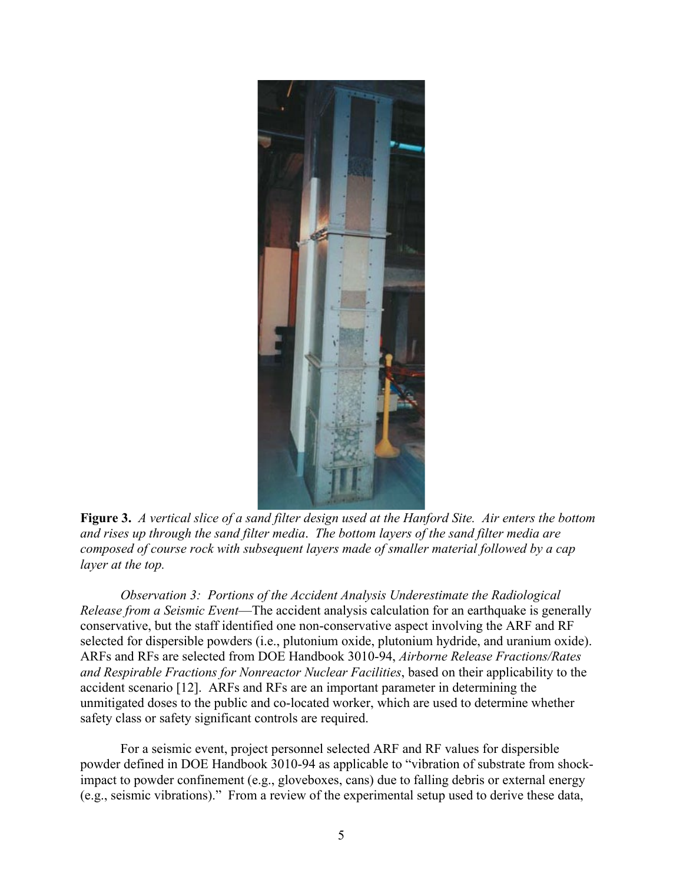**Figure 3.** *A vertical slice of a sand filter design used at the Hanford Site. Air enters the bottom and rises up through the sand filter media. The bottom layers of the sand filter media are composed of course rock with subsequent layers made of smaller material followed by a cap layer at the top.*

*Observation 3: Portions of the Accident Analysis Underestimate the Radiological Release from a Seismic Event*—The accident analysis calculation for an earthquake is generally conservative, but the staff identified one non-conservative aspect involving the ARF and RF selected for dispersible powders (i.e., plutonium oxide, plutonium hydride, and uranium oxide). ARFs and RFs are selected from DOE Handbook 3010-94, *Airborne Release Fractions/Rates and Respirable Fractions for Nonreactor Nuclear Facilities*, based on their applicability to the accident scenario [12]. ARFs and RFs are an important parameter in determining the unmitigated doses to the public and co-located worker, which are used to determine whether safety class or safety significant controls are required.

For a seismic event, project personnel selected ARF and RF values for dispersible powder defined in DOE Handbook 3010-94 as applicable to "vibration of substrate from shock-impact to powder confinement (e.g., gloveboxes, cans) due to falling debris or external energy (e.g., seismic vibrations)." From a review of the experimental setup used to derive these data,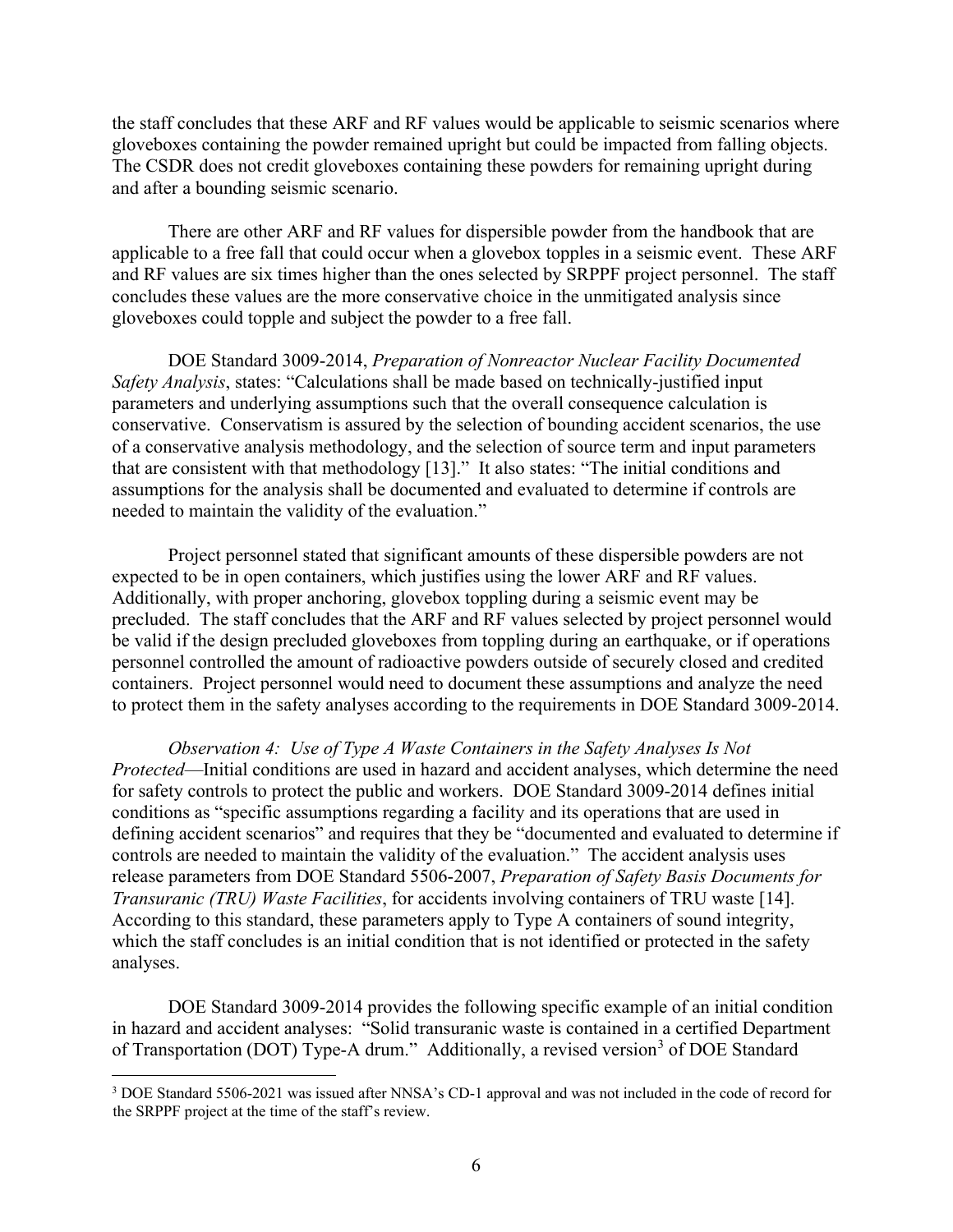the staff concludes that these ARF and RF values would be applicable to seismic scenarios where gloveboxes containing the powder remained upright but could be impacted from falling objects. The CSDR does not credit gloveboxes containing these powders for remaining upright during and after a bounding seismic scenario.

There are other ARF and RF values for dispersible powder from the handbook that are applicable to a free fall that could occur when a glovebox topples in a seismic event. These ARF and RF values are six times higher than the ones selected by SRPPF project personnel. The staff concludes these values are the more conservative choice in the unmitigated analysis since gloveboxes could topple and subject the powder to a free fall.

DOE Standard 3009-2014, *Preparation of Nonreactor Nuclear Facility Documented Safety Analysis*, states: "Calculations shall be made based on technically-justified input parameters and underlying assumptions such that the overall consequence calculation is conservative. Conservatism is assured by the selection of bounding accident scenarios, the use of a conservative analysis methodology, and the selection of source term and input parameters that are consistent with that methodology [13]." It also states: "The initial conditions and assumptions for the analysis shall be documented and evaluated to determine if controls are needed to maintain the validity of the evaluation."

Project personnel stated that significant amounts of these dispersible powders are not expected to be in open containers, which justifies using the lower ARF and RF values. Additionally, with proper anchoring, glovebox toppling during a seismic event may be precluded. The staff concludes that the ARF and RF values selected by project personnel would be valid if the design precluded gloveboxes from toppling during an earthquake, or if operations personnel controlled the amount of radioactive powders outside of securely closed and credited containers. Project personnel would need to document these assumptions and analyze the need to protect them in the safety analyses according to the requirements in DOE Standard 3009-2014.

*Observation 4: Use of Type A Waste Containers in the Safety Analyses Is Not Protected*—Initial conditions are used in hazard and accident analyses, which determine the need for safety controls to protect the public and workers. DOE Standard 3009-2014 defines initial conditions as "specific assumptions regarding a facility and its operations that are used in defining accident scenarios" and requires that they be "documented and evaluated to determine if controls are needed to maintain the validity of the evaluation." The accident analysis uses release parameters from DOE Standard 5506-2007, *Preparation of Safety Basis Documents for Transuranic (TRU) Waste Facilities*, for accidents involving containers of TRU waste [14]. According to this standard, these parameters apply to Type A containers of sound integrity, which the staff concludes is an initial condition that is not identified or protected in the safety analyses.

DOE Standard 3009-2014 provides the following specific example of an initial condition in hazard and accident analyses: "Solid transuranic waste is contained in a certified Department of Transportation (DOT) Type-A drum." Additionally, a revised version[3] of DOE Standard

[3] DOE Standard 5506-2021 was issued after NNSA's CD-1 approval and was not included in the code of record for the SRPPF project at the time of the staff's review.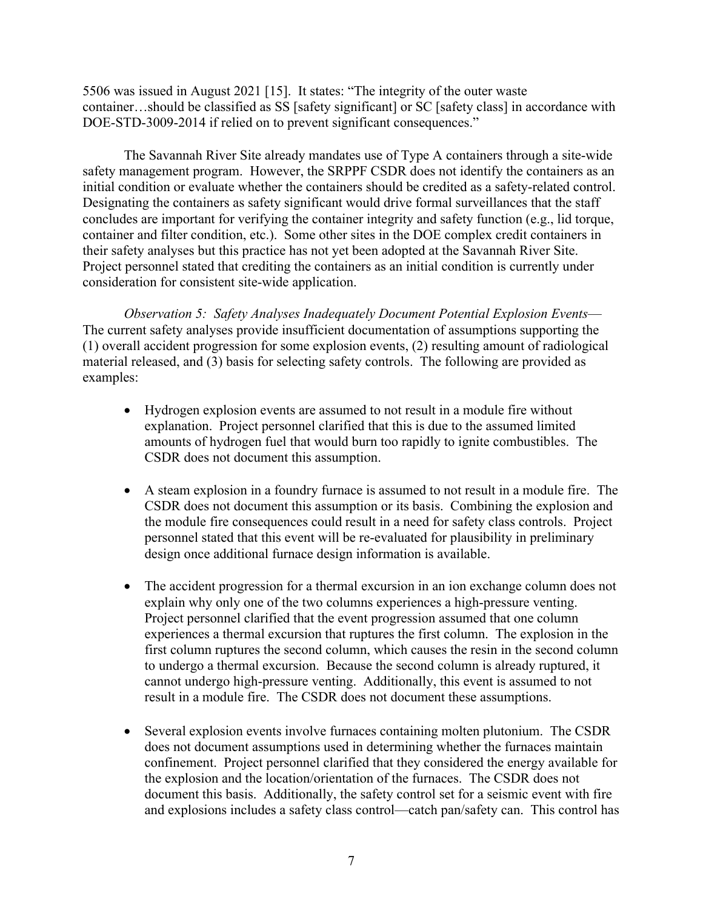5506 was issued in August 2021 [15]. It states: "The integrity of the outer waste container…should be classified as SS [safety significant] or SC [safety class] in accordance with DOE-STD-3009-2014 if relied on to prevent significant consequences."

The Savannah River Site already mandates use of Type A containers through a site-wide safety management program. However, the SRPPF CSDR does not identify the containers as an initial condition or evaluate whether the containers should be credited as a safety-related control. Designating the containers as safety significant would drive formal surveillances that the staff concludes are important for verifying the container integrity and safety function (e.g., lid torque, container and filter condition, etc.). Some other sites in the DOE complex credit containers in their safety analyses but this practice has not yet been adopted at the Savannah River Site. Project personnel stated that crediting the containers as an initial condition is currently under consideration for consistent site-wide application.

*Observation 5: Safety Analyses Inadequately Document Potential Explosion Events*— The current safety analyses provide insufficient documentation of assumptions supporting the (1) overall accident progression for some explosion events, (2) resulting amount of radiological material released, and (3) basis for selecting safety controls. The following are provided as examples:

- Hydrogen explosion events are assumed to not result in a module fire without explanation. Project personnel clarified that this is due to the assumed limited amounts of hydrogen fuel that would burn too rapidly to ignite combustibles. The CSDR does not document this assumption.
- A steam explosion in a foundry furnace is assumed to not result in a module fire. The CSDR does not document this assumption or its basis. Combining the explosion and the module fire consequences could result in a need for safety class controls. Project personnel stated that this event will be re-evaluated for plausibility in preliminary design once additional furnace design information is available.
- The accident progression for a thermal excursion in an ion exchange column does not explain why only one of the two columns experiences a high-pressure venting. Project personnel clarified that the event progression assumed that one column experiences a thermal excursion that ruptures the first column. The explosion in the first column ruptures the second column, which causes the resin in the second column to undergo a thermal excursion. Because the second column is already ruptured, it cannot undergo high-pressure venting. Additionally, this event is assumed to not result in a module fire. The CSDR does not document these assumptions.
- Several explosion events involve furnaces containing molten plutonium. The CSDR does not document assumptions used in determining whether the furnaces maintain confinement. Project personnel clarified that they considered the energy available for the explosion and the location/orientation of the furnaces. The CSDR does not document this basis. Additionally, the safety control set for a seismic event with fire and explosions includes a safety class control—catch pan/safety can. This control has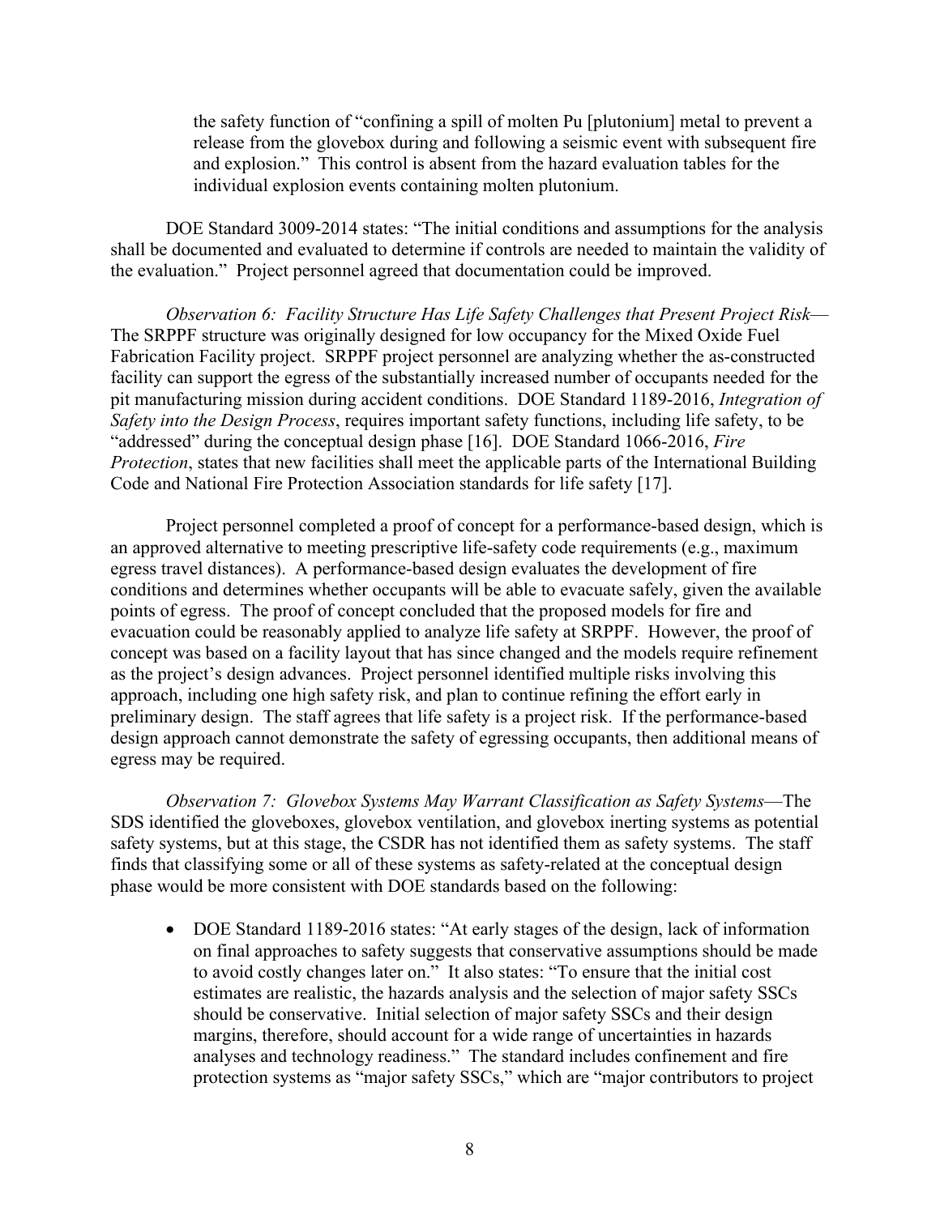the safety function of "confining a spill of molten Pu [plutonium] metal to prevent a release from the glovebox during and following a seismic event with subsequent fire and explosion." This control is absent from the hazard evaluation tables for the individual explosion events containing molten plutonium.

DOE Standard 3009-2014 states: "The initial conditions and assumptions for the analysis shall be documented and evaluated to determine if controls are needed to maintain the validity of the evaluation." Project personnel agreed that documentation could be improved.

*Observation 6: Facility Structure Has Life Safety Challenges that Present Project Risk*—The SRPPF structure was originally designed for low occupancy for the Mixed Oxide Fuel Fabrication Facility project. SRPPF project personnel are analyzing whether the as-constructed facility can support the egress of the substantially increased number of occupants needed for the pit manufacturing mission during accident conditions. DOE Standard 1189-2016, *Integration of Safety into the Design Process*, requires important safety functions, including life safety, to be "addressed" during the conceptual design phase [16]. DOE Standard 1066-2016, *Fire Protection*, states that new facilities shall meet the applicable parts of the International Building Code and National Fire Protection Association standards for life safety [17].

Project personnel completed a proof of concept for a performance-based design, which is an approved alternative to meeting prescriptive life-safety code requirements (e.g., maximum egress travel distances). A performance-based design evaluates the development of fire conditions and determines whether occupants will be able to evacuate safely, given the available points of egress. The proof of concept concluded that the proposed models for fire and evacuation could be reasonably applied to analyze life safety at SRPPF. However, the proof of concept was based on a facility layout that has since changed and the models require refinement as the project's design advances. Project personnel identified multiple risks involving this approach, including one high safety risk, and plan to continue refining the effort early in preliminary design. The staff agrees that life safety is a project risk. If the performance-based design approach cannot demonstrate the safety of egressing occupants, then additional means of egress may be required.

*Observation 7: Glovebox Systems May Warrant Classification as Safety Systems*—The SDS identified the gloveboxes, glovebox ventilation, and glovebox inerting systems as potential safety systems, but at this stage, the CSDR has not identified them as safety systems. The staff finds that classifying some or all of these systems as safety-related at the conceptual design phase would be more consistent with DOE standards based on the following:

- DOE Standard 1189-2016 states: "At early stages of the design, lack of information on final approaches to safety suggests that conservative assumptions should be made to avoid costly changes later on." It also states: "To ensure that the initial cost estimates are realistic, the hazards analysis and the selection of major safety SSCs should be conservative. Initial selection of major safety SSCs and their design margins, therefore, should account for a wide range of uncertainties in hazards analyses and technology readiness." The standard includes confinement and fire protection systems as "major safety SSCs," which are "major contributors to project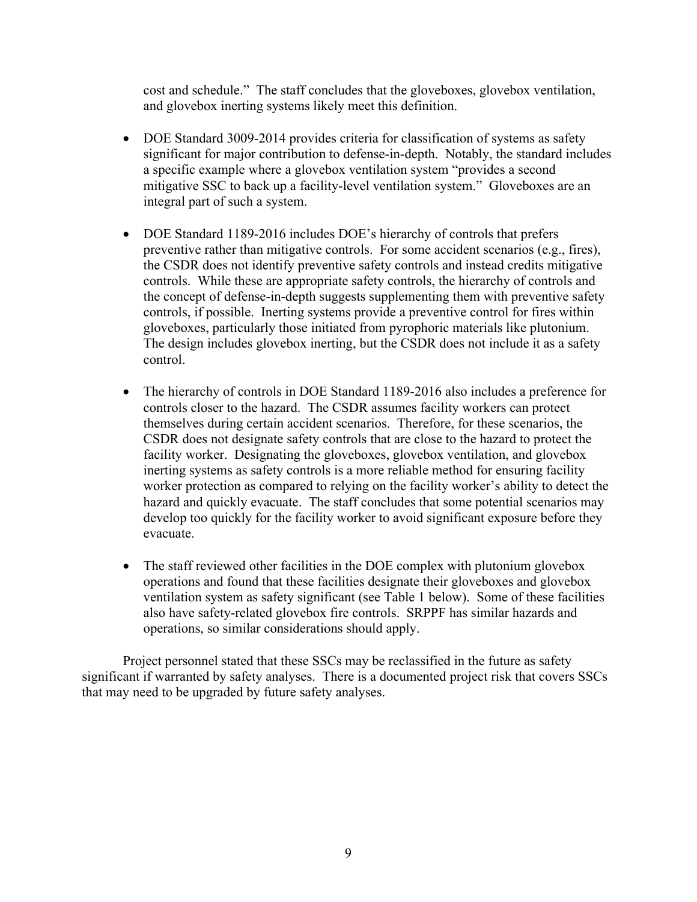cost and schedule." The staff concludes that the gloveboxes, glovebox ventilation, and glovebox inerting systems likely meet this definition.

- DOE Standard 3009-2014 provides criteria for classification of systems as safety significant for major contribution to defense-in-depth. Notably, the standard includes a specific example where a glovebox ventilation system "provides a second mitigative SSC to back up a facility-level ventilation system." Gloveboxes are an integral part of such a system.

- DOE Standard 1189-2016 includes DOE's hierarchy of controls that prefers preventive rather than mitigative controls. For some accident scenarios (e.g., fires), the CSDR does not identify preventive safety controls and instead credits mitigative controls. While these are appropriate safety controls, the hierarchy of controls and the concept of defense-in-depth suggests supplementing them with preventive safety controls, if possible. Inerting systems provide a preventive control for fires within gloveboxes, particularly those initiated from pyrophoric materials like plutonium. The design includes glovebox inerting, but the CSDR does not include it as a safety control.

- The hierarchy of controls in DOE Standard 1189-2016 also includes a preference for controls closer to the hazard. The CSDR assumes facility workers can protect themselves during certain accident scenarios. Therefore, for these scenarios, the CSDR does not designate safety controls that are close to the hazard to protect the facility worker. Designating the gloveboxes, glovebox ventilation, and glovebox inerting systems as safety controls is a more reliable method for ensuring facility worker protection as compared to relying on the facility worker's ability to detect the hazard and quickly evacuate. The staff concludes that some potential scenarios may develop too quickly for the facility worker to avoid significant exposure before they evacuate.

- The staff reviewed other facilities in the DOE complex with plutonium glovebox operations and found that these facilities designate their gloveboxes and glovebox ventilation system as safety significant (see Table 1 below). Some of these facilities also have safety-related glovebox fire controls. SRPPF has similar hazards and operations, so similar considerations should apply.

Project personnel stated that these SSCs may be reclassified in the future as safety significant if warranted by safety analyses. There is a documented project risk that covers SSCs that may need to be upgraded by future safety analyses.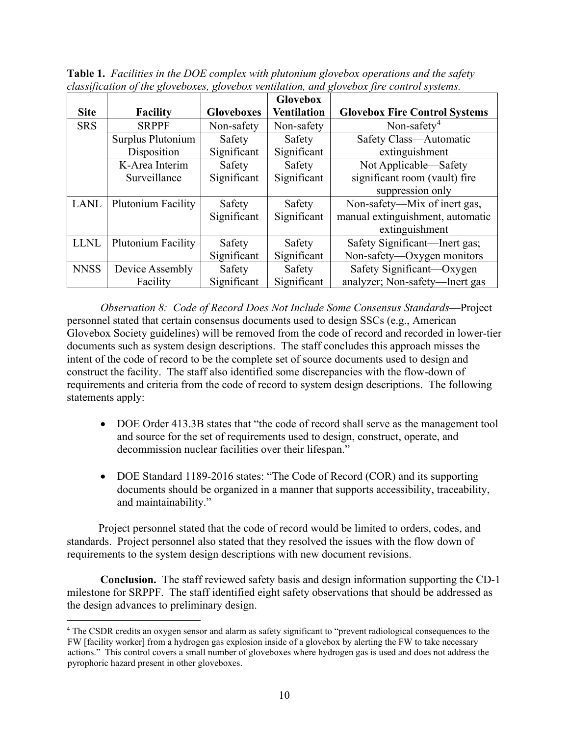**Table 1.** *Facilities in the DOE complex with plutonium glovebox operations and the safety classification of the gloveboxes, glovebox ventilation, and glovebox fire control systems.*

| Site | Facility | Gloveboxes | Glovebox Ventilation | Glovebox Fire Control Systems |
|---|---|---|---|---|
| SRS | SRPPF | Non-safety | Non-safety | Non-safety[4] |
| | Surplus Plutonium Disposition | Safety Significant | Safety Significant | Safety Class—Automatic extinguishment |
| | K-Area Interim Surveillance | Safety Significant | Safety Significant | Not Applicable—Safety significant room (vault) fire suppression only |
| LANL | Plutonium Facility | Safety Significant | Safety Significant | Non-safety—Mix of inert gas, manual extinguishment, automatic extinguishment |
| LLNL | Plutonium Facility | Safety Significant | Safety Significant | Safety Significant—Inert gas; Non-safety—Oxygen monitors |
| NNSS | Device Assembly Facility | Safety Significant | Safety Significant | Safety Significant—Oxygen analyzer; Non-safety—Inert gas |

*Observation 8: Code of Record Does Not Include Some Consensus Standards*—Project personnel stated that certain consensus documents used to design SSCs (e.g., American Glovebox Society guidelines) will be removed from the code of record and recorded in lower-tier documents such as system design descriptions. The staff concludes this approach misses the intent of the code of record to be the complete set of source documents used to design and construct the facility. The staff also identified some discrepancies with the flow-down of requirements and criteria from the code of record to system design descriptions. The following statements apply:

- DOE Order 413.3B states that "the code of record shall serve as the management tool and source for the set of requirements used to design, construct, operate, and decommission nuclear facilities over their lifespan."
- DOE Standard 1189-2016 states: "The Code of Record (COR) and its supporting documents should be organized in a manner that supports accessibility, traceability, and maintainability."

Project personnel stated that the code of record would be limited to orders, codes, and standards. Project personnel also stated that they resolved the issues with the flow down of requirements to the system design descriptions with new document revisions.

**Conclusion.** The staff reviewed safety basis and design information supporting the CD-1 milestone for SRPPF. The staff identified eight safety observations that should be addressed as the design advances to preliminary design.

[4] The CSDR credits an oxygen sensor and alarm as safety significant to "prevent radiological consequences to the FW [facility worker] from a hydrogen gas explosion inside of a glovebox by alerting the FW to take necessary actions." This control covers a small number of gloveboxes where hydrogen gas is used and does not address the pyrophoric hazard present in other gloveboxes.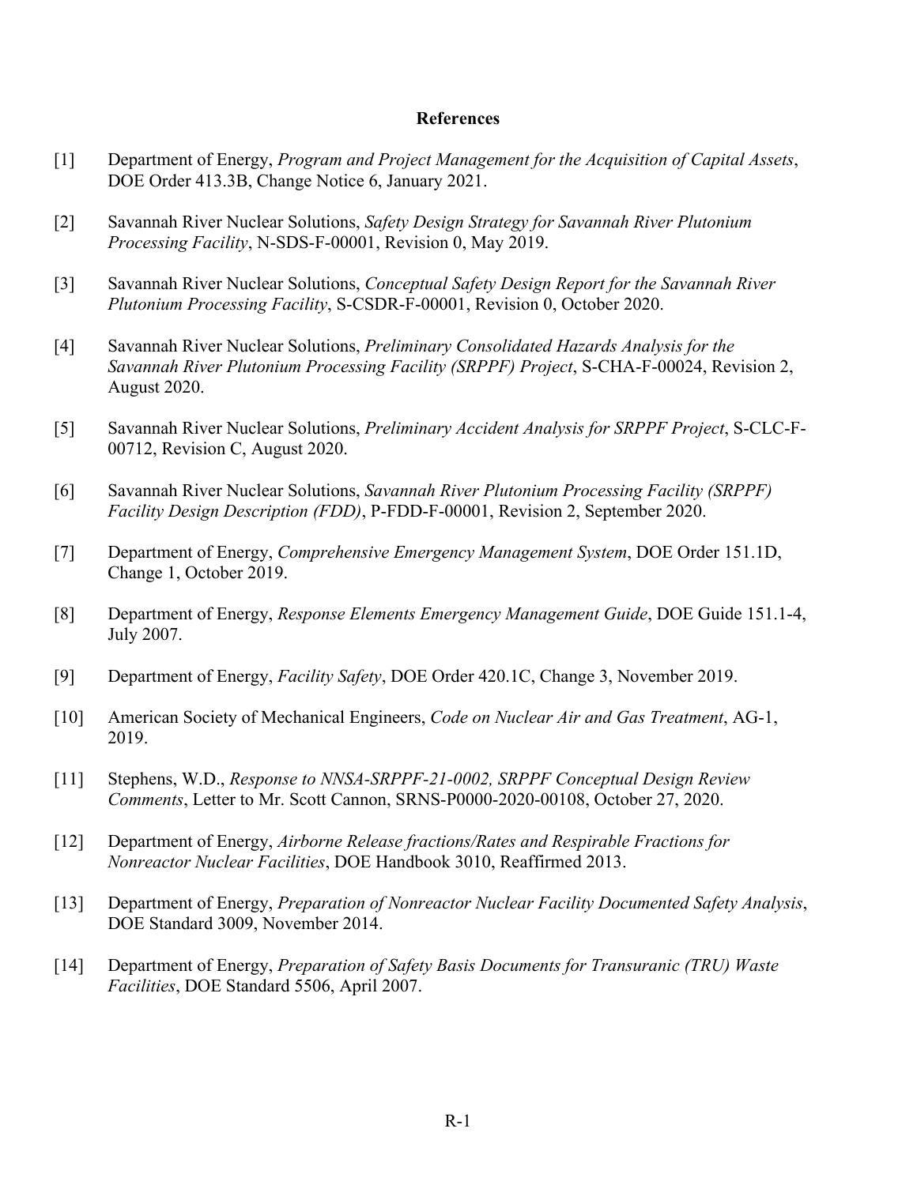# References

[1] Department of Energy, *Program and Project Management for the Acquisition of Capital Assets*, DOE Order 413.3B, Change Notice 6, January 2021.

[2] Savannah River Nuclear Solutions, *Safety Design Strategy for Savannah River Plutonium Processing Facility*, N-SDS-F-00001, Revision 0, May 2019.

[3] Savannah River Nuclear Solutions, *Conceptual Safety Design Report for the Savannah River Plutonium Processing Facility*, S-CSDR-F-00001, Revision 0, October 2020.

[4] Savannah River Nuclear Solutions, *Preliminary Consolidated Hazards Analysis for the Savannah River Plutonium Processing Facility (SRPPF) Project*, S-CHA-F-00024, Revision 2, August 2020.

[5] Savannah River Nuclear Solutions, *Preliminary Accident Analysis for SRPPF Project*, S-CLC-F-00712, Revision C, August 2020.

[6] Savannah River Nuclear Solutions, *Savannah River Plutonium Processing Facility (SRPPF) Facility Design Description (FDD)*, P-FDD-F-00001, Revision 2, September 2020.

[7] Department of Energy, *Comprehensive Emergency Management System*, DOE Order 151.1D, Change 1, October 2019.

[8] Department of Energy, *Response Elements Emergency Management Guide*, DOE Guide 151.1-4, July 2007.

[9] Department of Energy, *Facility Safety*, DOE Order 420.1C, Change 3, November 2019.

[10] American Society of Mechanical Engineers, *Code on Nuclear Air and Gas Treatment*, AG-1, 2019.

[11] Stephens, W.D., *Response to NNSA-SRPPF-21-0002, SRPPF Conceptual Design Review Comments*, Letter to Mr. Scott Cannon, SRNS-P0000-2020-00108, October 27, 2020.

[12] Department of Energy, *Airborne Release fractions/Rates and Respirable Fractions for Nonreactor Nuclear Facilities*, DOE Handbook 3010, Reaffirmed 2013.

[13] Department of Energy, *Preparation of Nonreactor Nuclear Facility Documented Safety Analysis*, DOE Standard 3009, November 2014.

[14] Department of Energy, *Preparation of Safety Basis Documents for Transuranic (TRU) Waste Facilities*, DOE Standard 5506, April 2007.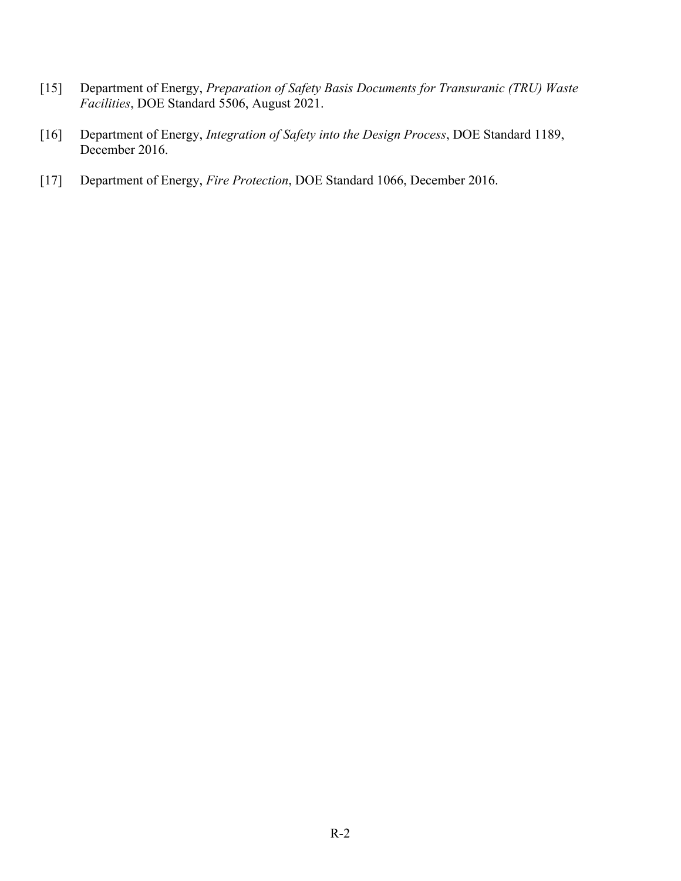[15] Department of Energy, *Preparation of Safety Basis Documents for Transuranic (TRU) Waste Facilities*, DOE Standard 5506, August 2021.

[16] Department of Energy, *Integration of Safety into the Design Process*, DOE Standard 1189, December 2016.

[17] Department of Energy, *Fire Protection*, DOE Standard 1066, December 2016.